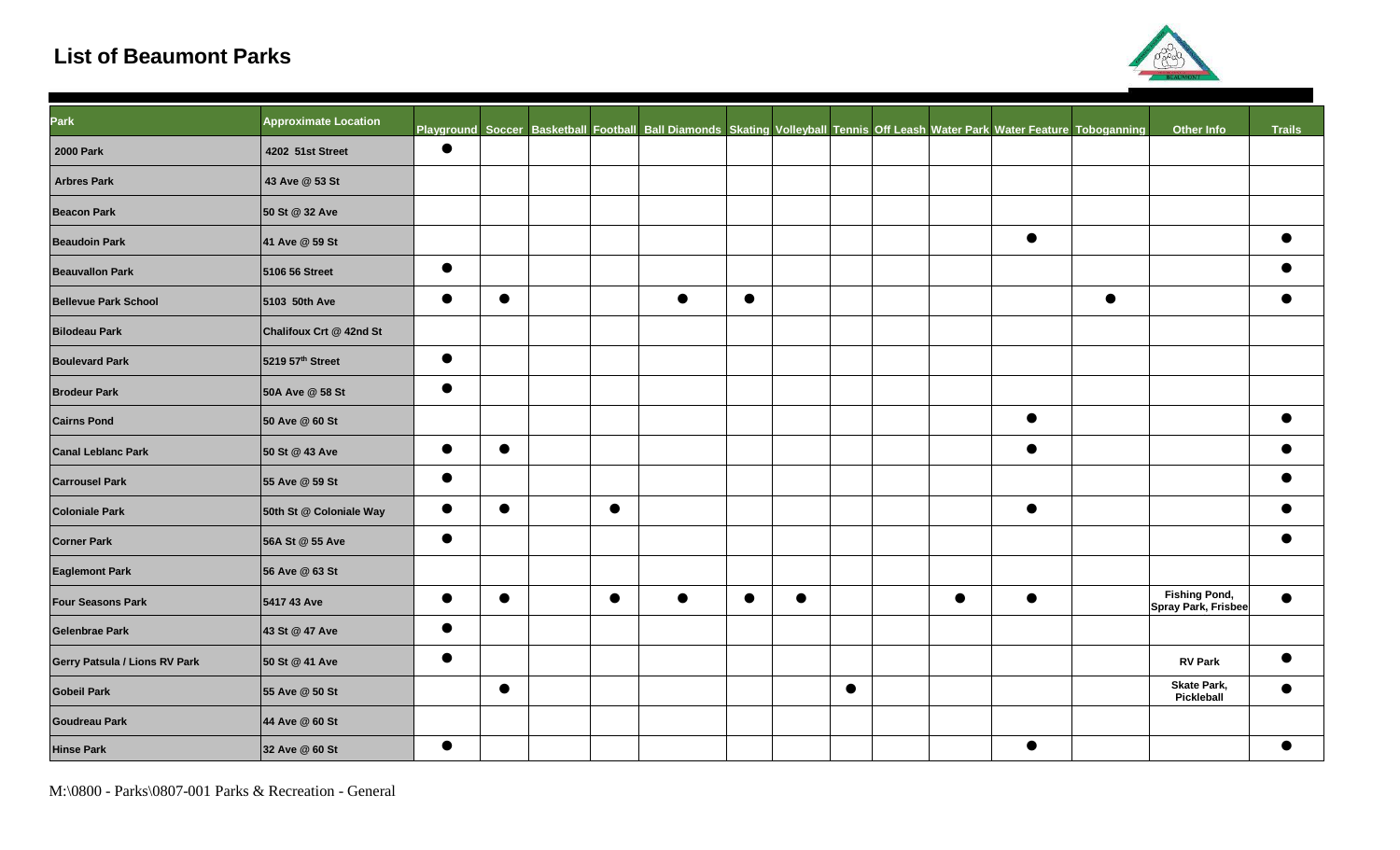# List of Beaumont Parks

| Park | Approximate Location | Playground | Soccer | Basketball | Football | Ball Diamonds | Skating | Volleyball | Tennis | Off Leash | Water Park | Water Feature | Toboganning | Other Info | Trails |
|---|---|---|---|---|---|---|---|---|---|---|---|---|---|---|---|
| 2000 Park | 4202 51st Street | ● | | | | | | | | | | | | | |
| Arbres Park | 43 Ave @ 53 St | | | | | | | | | | | | | | |
| Beacon Park | 50 St @ 32 Ave | | | | | | | | | | | | | | |
| Beaudoin Park | 41 Ave @ 59 St | | | | | | | | | | | ● | | | ● |
| Beauvallon Park | 5106 56 Street | ● | | | | | | | | | | | | | ● |
| Bellevue Park School | 5103 50th Ave | ● | ● | | | ● | ● | | | | | | ● | | ● |
| Bilodeau Park | Chalifoux Crt @ 42nd St | | | | | | | | | | | | | | |
| Boulevard Park | 5219 57th Street | ● | | | | | | | | | | | | | |
| Brodeur Park | 50A Ave @ 58 St | ● | | | | | | | | | | | | | |
| Cairns Pond | 50 Ave @ 60 St | | | | | | | | | | | ● | | | ● |
| Canal Leblanc Park | 50 St @ 43 Ave | ● | ● | | | | | | | | | ● | | | ● |
| Carrousel Park | 55 Ave @ 59 St | ● | | | | | | | | | | | | | ● |
| Coloniale Park | 50th St @ Coloniale Way | ● | ● | | ● | | | | | | | ● | | | ● |
| Corner Park | 56A St @ 55 Ave | ● | | | | | | | | | | | | | ● |
| Eaglemont Park | 56 Ave @ 63 St | | | | | | | | | | | | | | |
| Four Seasons Park | 5417 43 Ave | ● | ● | | ● | ● | ● | ● | | | ● | ● | | Fishing Pond, Spray Park, Frisbee | ● |
| Gelenbrae Park | 43 St @ 47 Ave | ● | | | | | | | | | | | | | |
| Gerry Patsula / Lions RV Park | 50 St @ 41 Ave | ● | | | | | | | | | | | | RV Park | ● |
| Gobeil Park | 55 Ave @ 50 St | | ● | | | | | | ● | | | | | Skate Park, Pickleball | ● |
| Goudreau Park | 44 Ave @ 60 St | | | | | | | | | | | | | | |
| Hinse Park | 32 Ave @ 60 St | ● | | | | | | | | | | ● | | | ● |

M:\0800 - Parks\0807-001 Parks & Recreation - General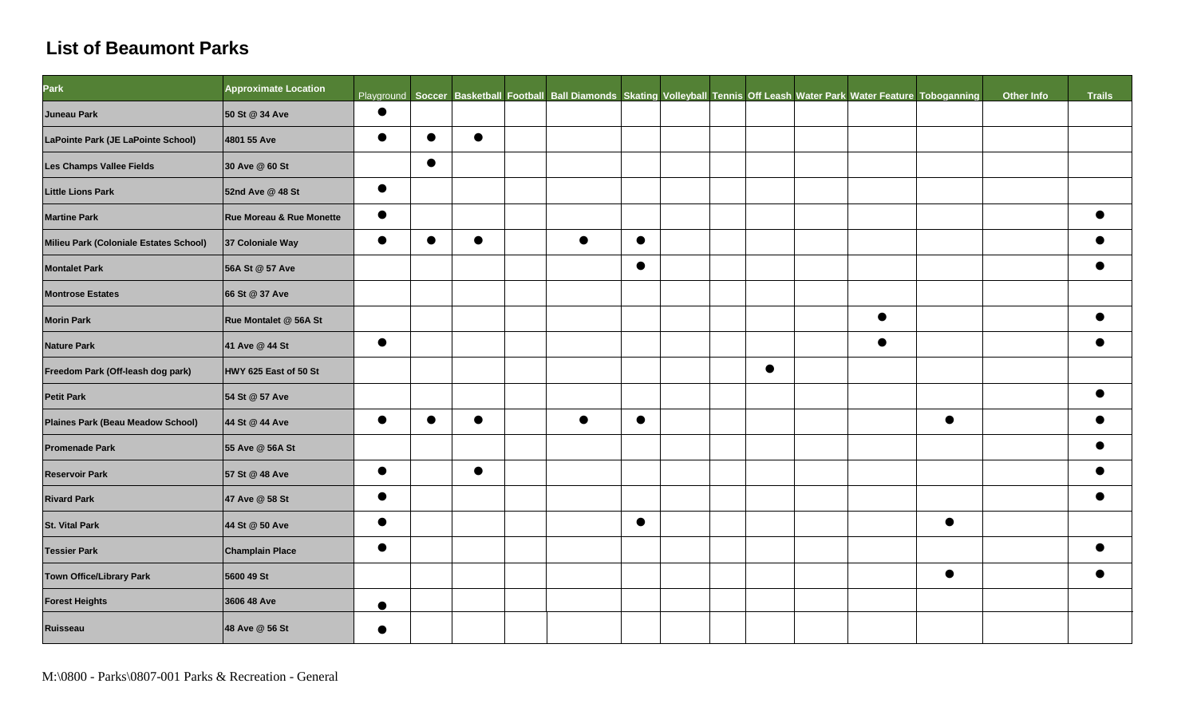## List of Beaumont Parks

| Park | Approximate Location | Playground | Soccer | Basketball | Football | Ball Diamonds | Skating | Volleyball | Tennis | Off Leash | Water Park | Water Feature | Tobogganing | Other Info | Trails |
|---|---|---|---|---|---|---|---|---|---|---|---|---|---|---|---|
| Juneau Park | 50 St @ 34 Ave | ● | | | | | | | | | | | | | |
| LaPointe Park (JE LaPointe School) | 4801 55 Ave | ● | ● | ● | | | | | | | | | | | |
| Les Champs Vallee Fields | 30 Ave @ 60 St | | ● | | | | | | | | | | | | |
| Little Lions Park | 52nd Ave @ 48 St | ● | | | | | | | | | | | | | |
| Martine Park | Rue Moreau & Rue Monette | ● | | | | | | | | | | | | | ● |
| Milieu Park (Coloniale Estates School) | 37 Coloniale Way | ● | ● | ● | | ● | ● | | | | | | | | ● |
| Montalet Park | 56A St @ 57 Ave | | | | | | ● | | | | | | | | ● |
| Montrose Estates | 66 St @ 37 Ave | | | | | | | | | | | | | | |
| Morin Park | Rue Montalet @ 56A St | | | | | | | | | | | ● | | | ● |
| Nature Park | 41 Ave @ 44 St | ● | | | | | | | | | | ● | | | ● |
| Freedom Park (Off-leash dog park) | HWY 625 East of 50 St | | | | | | | | | ● | | | | | |
| Petit Park | 54 St @ 57 Ave | | | | | | | | | | | | | | ● |
| Plaines Park (Beau Meadow School) | 44 St @ 44 Ave | ● | ● | ● | | ● | ● | | | | | | ● | | ● |
| Promenade Park | 55 Ave @ 56A St | | | | | | | | | | | | | | ● |
| Reservoir Park | 57 St @ 48 Ave | ● | | ● | | | | | | | | | | | ● |
| Rivard Park | 47 Ave @ 58 St | ● | | | | | | | | | | | | | ● |
| St. Vital Park | 44 St @ 50 Ave | ● | | | | | ● | | | | | | ● | | |
| Tessier Park | Champlain Place | ● | | | | | | | | | | | | | ● |
| Town Office/Library Park | 5600 49 St | | | | | | | | | | | | ● | | ● |
| Forest Heights | 3606 48 Ave | ● | | | | | | | | | | | | | |
| Ruisseau | 48 Ave @ 56 St | ● | | | | | | | | | | | | | |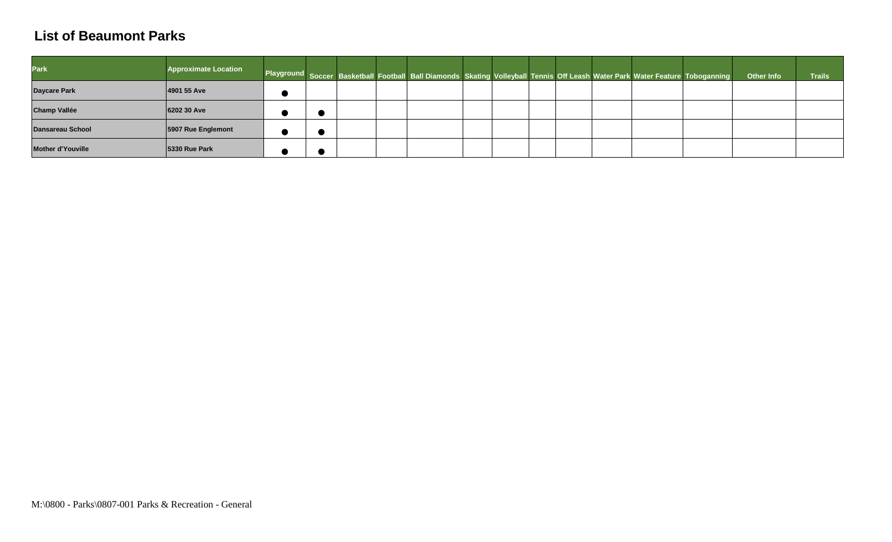## List of Beaumont Parks

| Park | Approximate Location | Playground | Soccer | Basketball | Football | Ball Diamonds | Skating | Volleyball | Tennis | Off Leash | Water Park | Water Feature | Toboganning | Other Info | Trails |
|---|---|---|---|---|---|---|---|---|---|---|---|---|---|---|---|
| Daycare Park | 4901 55 Ave | ● | | | | | | | | | | | | | |
| Champ Vallée | 6202 30 Ave | ● | ● | | | | | | | | | | | | |
| Dansareau School | 5907 Rue Englemont | ● | ● | | | | | | | | | | | | |
| Mother d'Youville | 5330 Rue Park | ● | ● | | | | | | | | | | | | |

M:\0800 - Parks\0807-001 Parks & Recreation - General